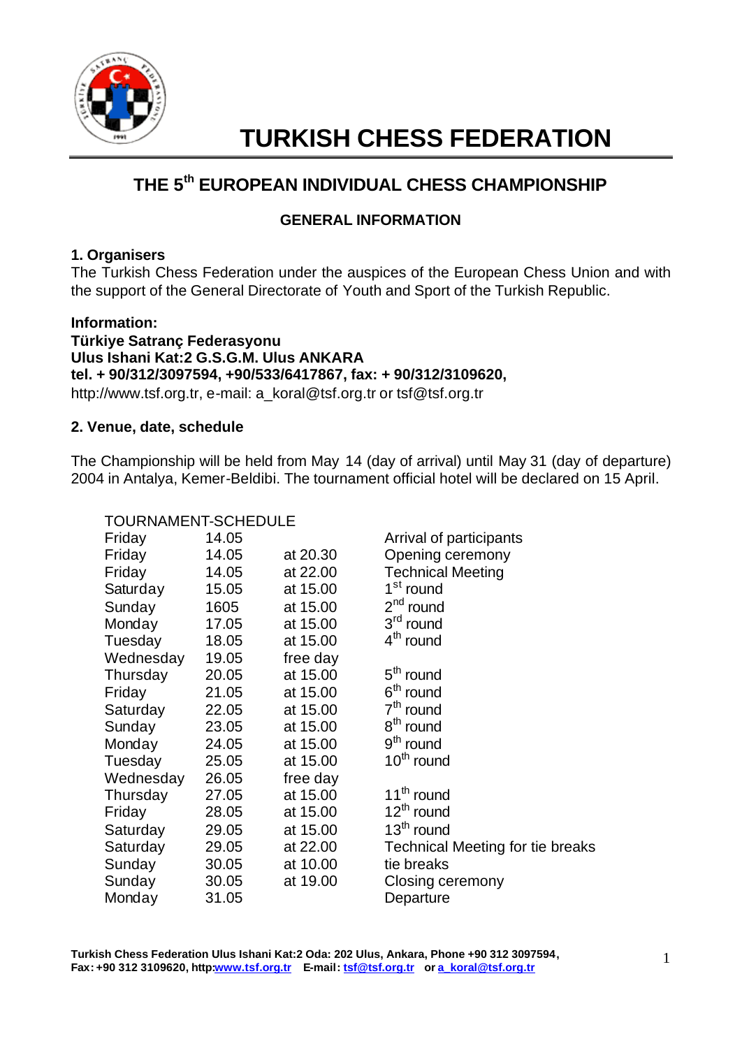# TURKISH CHESS FEDERATION

## THE 5th EUROPEAN INDIVIDUAL CHESS CHAMPIONSHIP

### GENERAL INFORMATION

**1. Organisers**

The Turkish Chess Federation under the auspices of the European Chess Union and with the support of the General Directorate of Youth and Sport of the Turkish Republic.

**Information:**
**Türkiye Satranç Federasyonu**
**Ulus Ishani Kat:2 G.S.G.M. Ulus ANKARA**
**tel. + 90/312/3097594, +90/533/6417867, fax: + 90/312/3109620,**
http://www.tsf.org.tr, e-mail: a_koral@tsf.org.tr or tsf@tsf.org.tr

**2. Venue, date, schedule**

The Championship will be held from May 14 (day of arrival) until May 31 (day of departure) 2004 in Antalya, Kemer-Beldibi. The tournament official hotel will be declared on 15 April.

TOURNAMENT-SCHEDULE

| | | | |
|---|---|---|---|
| Friday | 14.05 | | Arrival of participants |
| Friday | 14.05 | at 20.30 | Opening ceremony |
| Friday | 14.05 | at 22.00 | Technical Meeting |
| Saturday | 15.05 | at 15.00 | 1st round |
| Sunday | 1605 | at 15.00 | 2nd round |
| Monday | 17.05 | at 15.00 | 3rd round |
| Tuesday | 18.05 | at 15.00 | 4th round |
| Wednesday | 19.05 | free day | |
| Thursday | 20.05 | at 15.00 | 5th round |
| Friday | 21.05 | at 15.00 | 6th round |
| Saturday | 22.05 | at 15.00 | 7th round |
| Sunday | 23.05 | at 15.00 | 8th round |
| Monday | 24.05 | at 15.00 | 9th round |
| Tuesday | 25.05 | at 15.00 | 10th round |
| Wednesday | 26.05 | free day | |
| Thursday | 27.05 | at 15.00 | 11th round |
| Friday | 28.05 | at 15.00 | 12th round |
| Saturday | 29.05 | at 15.00 | 13th round |
| Saturday | 29.05 | at 22.00 | Technical Meeting for tie breaks |
| Sunday | 30.05 | at 10.00 | tie breaks |
| Sunday | 30.05 | at 19.00 | Closing ceremony |
| Monday | 31.05 | | Departure |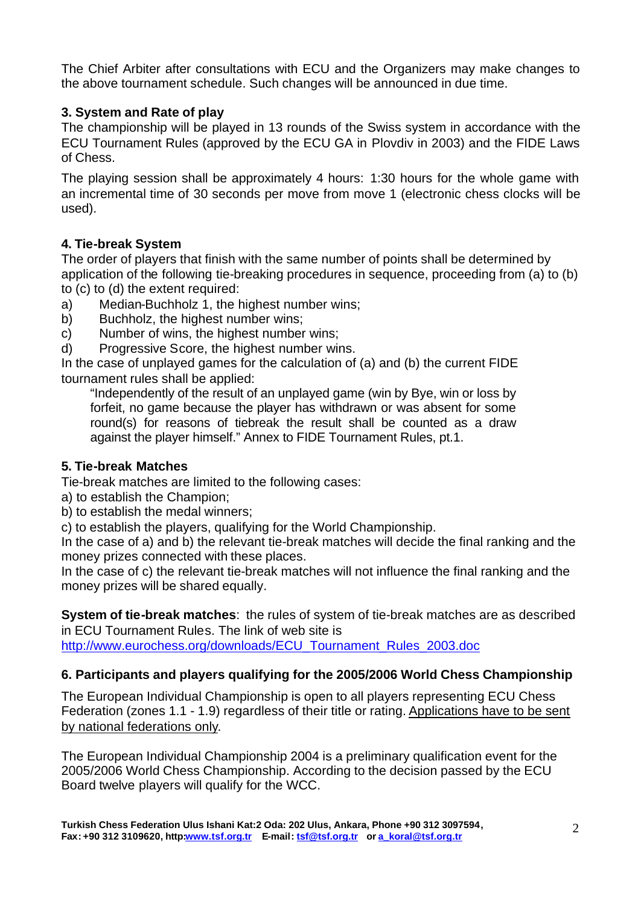The Chief Arbiter after consultations with ECU and the Organizers may make changes to the above tournament schedule. Such changes will be announced in due time.

### 3. System and Rate of play

The championship will be played in 13 rounds of the Swiss system in accordance with the ECU Tournament Rules (approved by the ECU GA in Plovdiv in 2003) and the FIDE Laws of Chess.

The playing session shall be approximately 4 hours: 1:30 hours for the whole game with an incremental time of 30 seconds per move from move 1 (electronic chess clocks will be used).

### 4. Tie-break System

The order of players that finish with the same number of points shall be determined by application of the following tie-breaking procedures in sequence, proceeding from (a) to (b) to (c) to (d) the extent required:

a) Median-Buchholz 1, the highest number wins;
b) Buchholz, the highest number wins;
c) Number of wins, the highest number wins;
d) Progressive Score, the highest number wins.

In the case of unplayed games for the calculation of (a) and (b) the current FIDE tournament rules shall be applied:

> "Independently of the result of an unplayed game (win by Bye, win or loss by forfeit, no game because the player has withdrawn or was absent for some round(s) for reasons of tiebreak the result shall be counted as a draw against the player himself." Annex to FIDE Tournament Rules, pt.1.

### 5. Tie-break Matches

Tie-break matches are limited to the following cases:

a) to establish the Champion;
b) to establish the medal winners;
c) to establish the players, qualifying for the World Championship.

In the case of a) and b) the relevant tie-break matches will decide the final ranking and the money prizes connected with these places.

In the case of c) the relevant tie-break matches will not influence the final ranking and the money prizes will be shared equally.

**System of tie-break matches**: the rules of system of tie-break matches are as described in ECU Tournament Rules. The link of web site is http://www.eurochess.org/downloads/ECU_Tournament_Rules_2003.doc

### 6. Participants and players qualifying for the 2005/2006 World Chess Championship

The European Individual Championship is open to all players representing ECU Chess Federation (zones 1.1 - 1.9) regardless of their title or rating. Applications have to be sent by national federations only.

The European Individual Championship 2004 is a preliminary qualification event for the 2005/2006 World Chess Championship. According to the decision passed by the ECU Board twelve players will qualify for the WCC.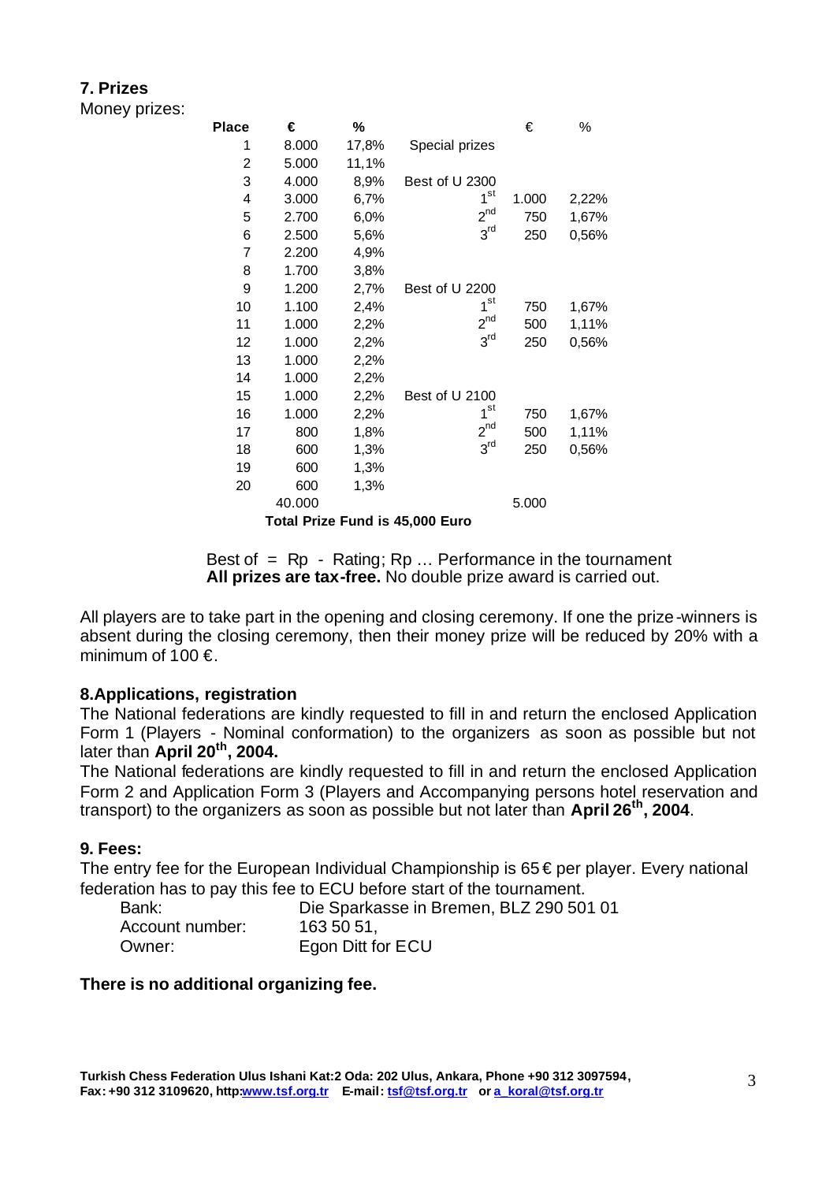### 7. Prizes

Money prizes:

| Place | € | % | | | € | % |
|---|---|---|---|---|---|---|
| 1 | 8.000 | 17,8% | Special prizes | | | |
| 2 | 5.000 | 11,1% | | | | |
| 3 | 4.000 | 8,9% | Best of U 2300 | | | |
| 4 | 3.000 | 6,7% | | 1st | 1.000 | 2,22% |
| 5 | 2.700 | 6,0% | | 2nd | 750 | 1,67% |
| 6 | 2.500 | 5,6% | | 3rd | 250 | 0,56% |
| 7 | 2.200 | 4,9% | | | | |
| 8 | 1.700 | 3,8% | | | | |
| 9 | 1.200 | 2,7% | Best of U 2200 | | | |
| 10 | 1.100 | 2,4% | | 1st | 750 | 1,67% |
| 11 | 1.000 | 2,2% | | 2nd | 500 | 1,11% |
| 12 | 1.000 | 2,2% | | 3rd | 250 | 0,56% |
| 13 | 1.000 | 2,2% | | | | |
| 14 | 1.000 | 2,2% | | | | |
| 15 | 1.000 | 2,2% | Best of U 2100 | | | |
| 16 | 1.000 | 2,2% | | 1st | 750 | 1,67% |
| 17 | 800 | 1,8% | | 2nd | 500 | 1,11% |
| 18 | 600 | 1,3% | | 3rd | 250 | 0,56% |
| 19 | 600 | 1,3% | | | | |
| 20 | 600 | 1,3% | | | | |
| | 40.000 | | | | 5.000 | |

**Total Prize Fund is 45,000 Euro**

Best of = Rp - Rating; Rp … Performance in the tournament
**All prizes are tax-free.** No double prize award is carried out.

All players are to take part in the opening and closing ceremony. If one the prize-winners is absent during the closing ceremony, then their money prize will be reduced by 20% with a minimum of 100 €.

### 8.Applications, registration

The National federations are kindly requested to fill in and return the enclosed Application Form 1 (Players - Nominal conformation) to the organizers as soon as possible but not later than **April 20th, 2004.**

The National federations are kindly requested to fill in and return the enclosed Application Form 2 and Application Form 3 (Players and Accompanying persons hotel reservation and transport) to the organizers as soon as possible but not later than **April 26th, 2004**.

### 9. Fees:

The entry fee for the European Individual Championship is 65 € per player. Every national federation has to pay this fee to ECU before start of the tournament.

| | |
|---|---|
| Bank: | Die Sparkasse in Bremen, BLZ 290 501 01 |
| Account number: | 163 50 51, |
| Owner: | Egon Ditt for ECU |

**There is no additional organizing fee.**

**Turkish Chess Federation Ulus Ishani Kat:2 Oda: 202 Ulus, Ankara, Phone +90 312 3097594, Fax: +90 312 3109620, http:www.tsf.org.tr E-mail: tsf@tsf.org.tr or a_koral@tsf.org.tr**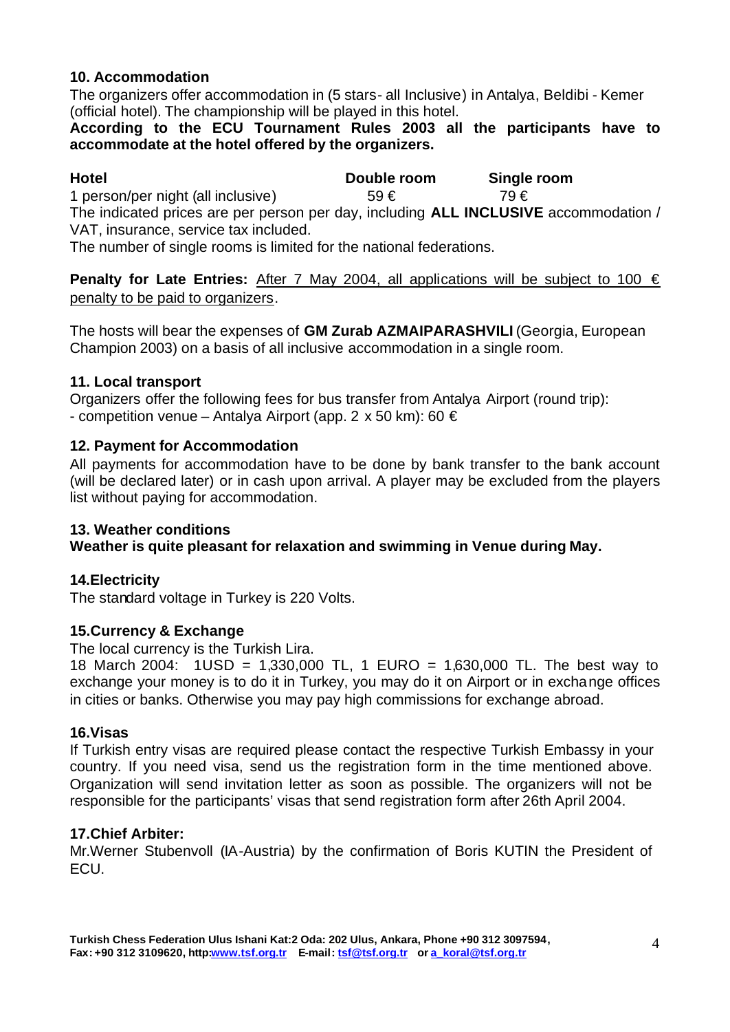### 10. Accommodation

The organizers offer accommodation in (5 stars- all Inclusive) in Antalya, Beldibi - Kemer (official hotel). The championship will be played in this hotel.

**According to the ECU Tournament Rules 2003 all the participants have to accommodate at the hotel offered by the organizers.**

| **Hotel** | **Double room** | **Single room** |
|---|---|---|
| 1 person/per night (all inclusive) | 59 € | 79 € |

The indicated prices are per person per day, including **ALL INCLUSIVE** accommodation / VAT, insurance, service tax included.

The number of single rooms is limited for the national federations.

**Penalty for Late Entries:** After 7 May 2004, all applications will be subject to 100 € penalty to be paid to organizers.

The hosts will bear the expenses of **GM Zurab AZMAIPARASHVILI** (Georgia, European Champion 2003) on a basis of all inclusive accommodation in a single room.

### 11. Local transport

Organizers offer the following fees for bus transfer from Antalya Airport (round trip):

- competition venue – Antalya Airport (app. 2 x 50 km): 60 €

### 12. Payment for Accommodation

All payments for accommodation have to be done by bank transfer to the bank account (will be declared later) or in cash upon arrival. A player may be excluded from the players list without paying for accommodation.

### 13. Weather conditions

**Weather is quite pleasant for relaxation and swimming in Venue during May.**

### 14.Electricity

The standard voltage in Turkey is 220 Volts.

### 15.Currency & Exchange

The local currency is the Turkish Lira.

18 March 2004: 1USD = 1,330,000 TL, 1 EURO = 1,630,000 TL. The best way to exchange your money is to do it in Turkey, you may do it on Airport or in exchange offices in cities or banks. Otherwise you may pay high commissions for exchange abroad.

### 16.Visas

If Turkish entry visas are required please contact the respective Turkish Embassy in your country. If you need visa, send us the registration form in the time mentioned above. Organization will send invitation letter as soon as possible. The organizers will not be responsible for the participants' visas that send registration form after 26th April 2004.

### 17.Chief Arbiter:

Mr.Werner Stubenvoll (IA-Austria) by the confirmation of Boris KUTIN the President of ECU.